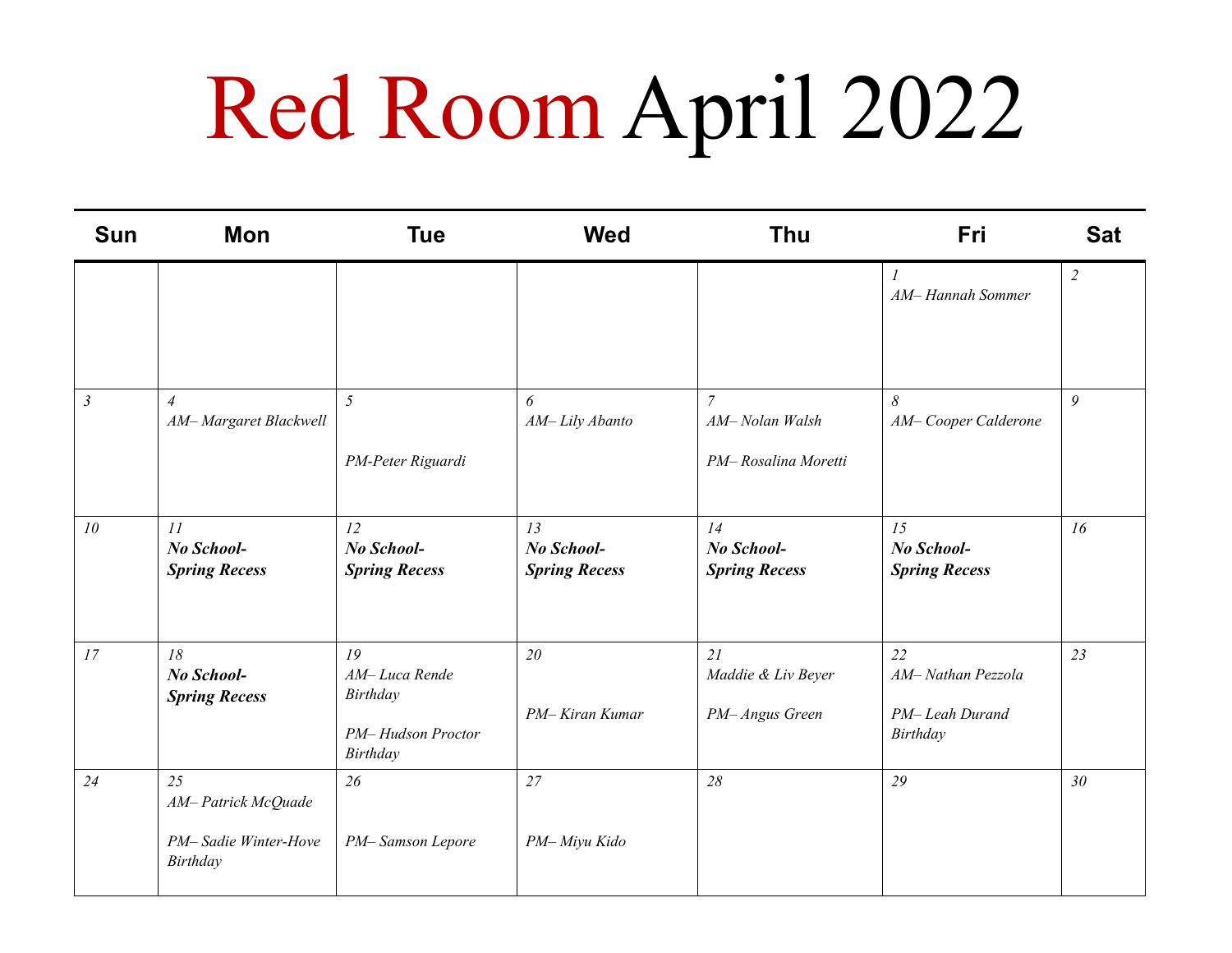# Red Room April 2022

| Sun | Mon | Tue | Wed | Thu | Fri | Sat |
|---|---|---|---|---|---|---|
| | | | | | *1* *AM– Hannah Sommer* | *2* |
| *3* | *4* *AM– Margaret Blackwell* | *5* *PM-Peter Riguardi* | *6* *AM– Lily Abanto* | *7* *AM– Nolan Walsh* *PM– Rosalina Moretti* | *8* *AM– Cooper Calderone* | *9* |
| *10* | *11* ***No School- Spring Recess*** | *12* ***No School- Spring Recess*** | *13* ***No School- Spring Recess*** | *14* ***No School- Spring Recess*** | *15* ***No School- Spring Recess*** | *16* |
| *17* | *18* ***No School- Spring Recess*** | *19* *AM– Luca Rende Birthday* *PM– Hudson Proctor Birthday* | *20* *PM– Kiran Kumar* | *21* *Maddie & Liv Beyer* *PM– Angus Green* | *22* *AM– Nathan Pezzola* *PM– Leah Durand Birthday* | *23* |
| *24* | *25* *AM– Patrick McQuade* *PM– Sadie Winter-Hove Birthday* | *26* *PM– Samson Lepore* | *27* *PM– Miyu Kido* | *28* | *29* | *30* |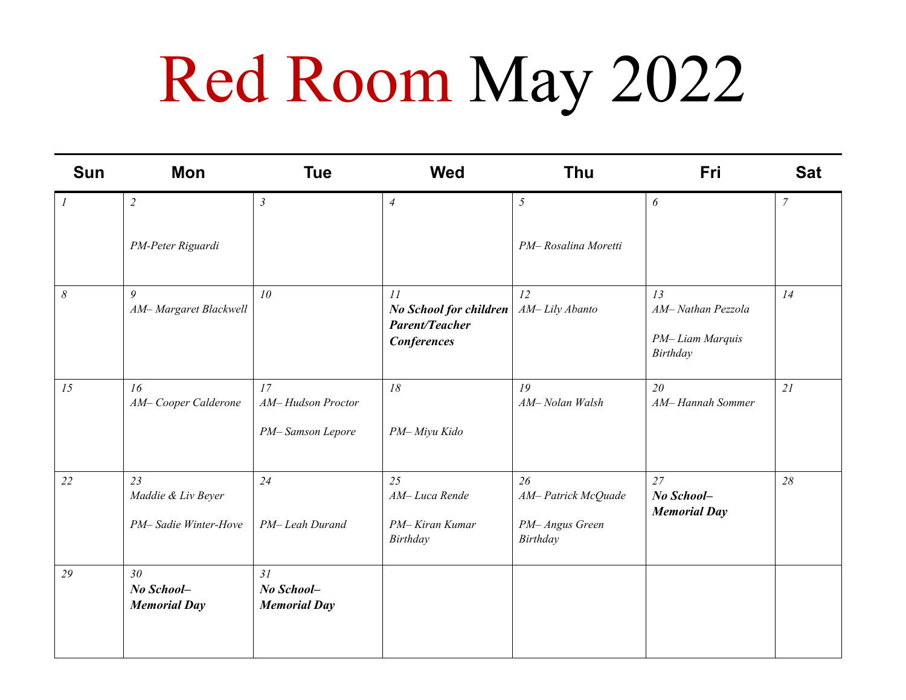# Red Room May 2022

| Sun | Mon | Tue | Wed | Thu | Fri | Sat |
|---|---|---|---|---|---|---|
| *1* | *2*<br><br>*PM-Peter Riguardi* | *3* | *4* | *5*<br><br>*PM– Rosalina Moretti* | *6* | *7* |
| *8* | *9*<br>*AM– Margaret Blackwell* | *10* | *11*<br>***No School for children Parent/Teacher Conferences*** | *12*<br>*AM– Lily Abanto* | *13*<br>*AM– Nathan Pezzola*<br><br>*PM– Liam Marquis Birthday* | *14* |
| *15* | *16*<br>*AM– Cooper Calderone* | *17*<br>*AM– Hudson Proctor*<br><br>*PM– Samson Lepore* | *18*<br><br>*PM– Miyu Kido* | *19*<br>*AM– Nolan Walsh* | *20*<br>*AM– Hannah Sommer* | *21* |
| *22* | *23*<br>*Maddie & Liv Beyer*<br><br>*PM– Sadie Winter-Hove* | *24*<br><br>*PM– Leah Durand* | *25*<br>*AM– Luca Rende*<br><br>*PM– Kiran Kumar Birthday* | *26*<br>*AM– Patrick McQuade*<br><br>*PM– Angus Green Birthday* | *27*<br>***No School– Memorial Day*** | *28* |
| *29* | *30*<br>***No School– Memorial Day*** | *31*<br>***No School– Memorial Day*** | | | | |